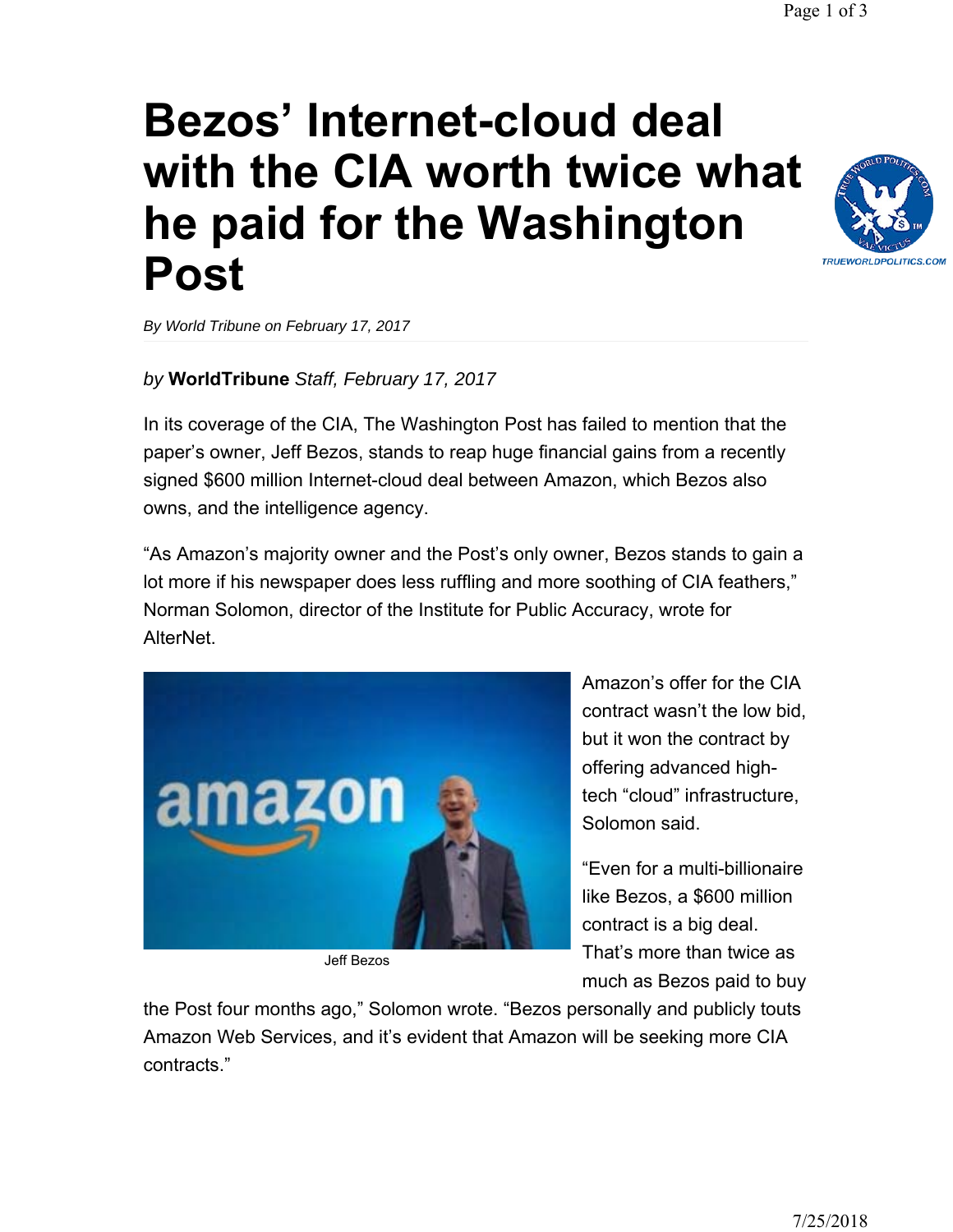# Bezos' Internet-cloud deal with the CIA worth twice what he paid for the Washington Post

*By World Tribune on February 17, 2017*

*by* **WorldTribune** *Staff, February 17, 2017*

In its coverage of the CIA, The Washington Post has failed to mention that the paper's owner, Jeff Bezos, stands to reap huge financial gains from a recently signed $600 million Internet-cloud deal between Amazon, which Bezos also owns, and the intelligence agency.

"As Amazon's majority owner and the Post's only owner, Bezos stands to gain a lot more if his newspaper does less ruffling and more soothing of CIA feathers," Norman Solomon, director of the Institute for Public Accuracy, wrote for AlterNet.

Jeff Bezos

Amazon's offer for the CIA contract wasn't the low bid, but it won the contract by offering advanced high-tech "cloud" infrastructure, Solomon said.

"Even for a multi-billionaire like Bezos, a $600 million contract is a big deal. That's more than twice as much as Bezos paid to buy the Post four months ago," Solomon wrote. "Bezos personally and publicly touts Amazon Web Services, and it's evident that Amazon will be seeking more CIA contracts."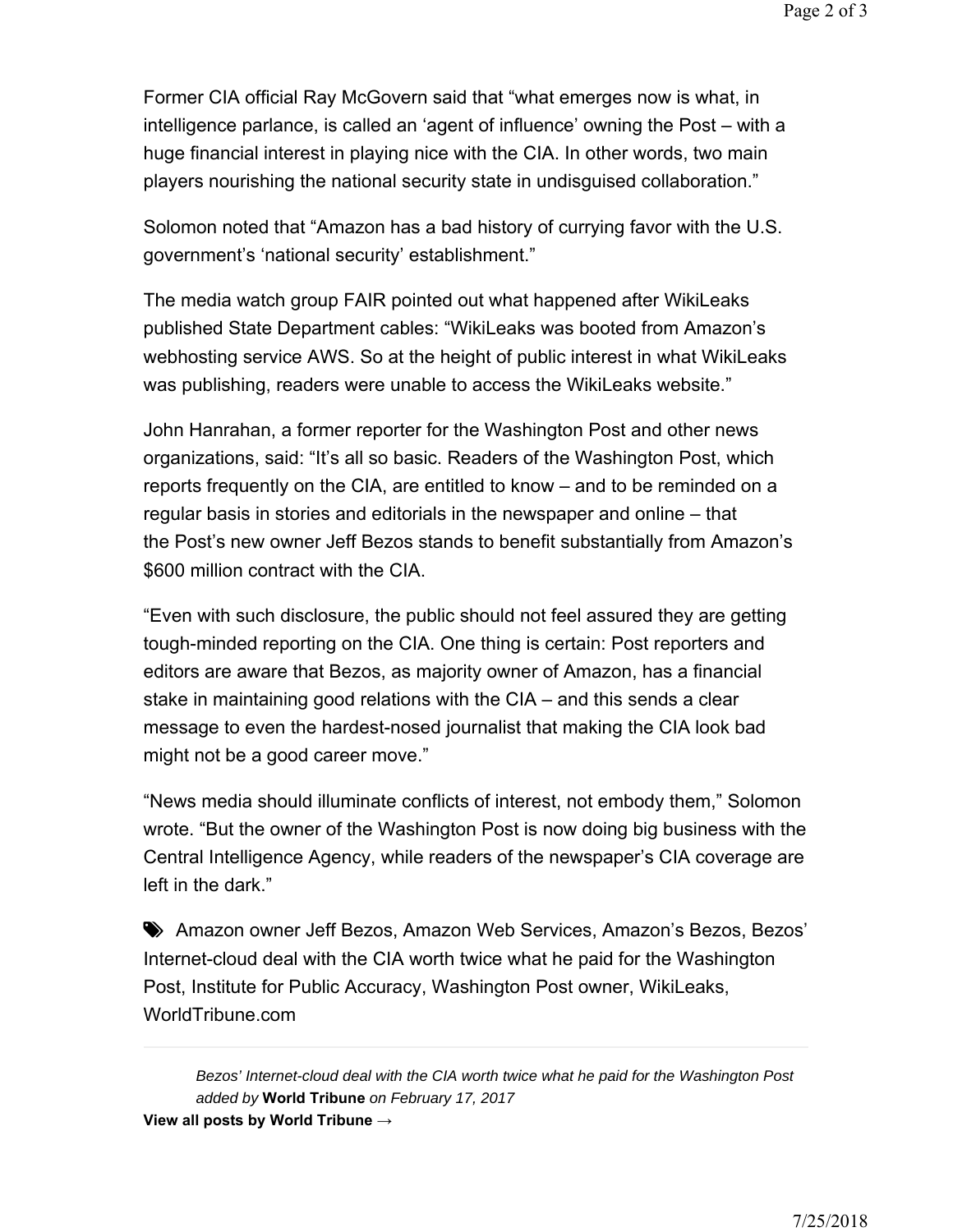Former CIA official Ray McGovern said that "what emerges now is what, in intelligence parlance, is called an 'agent of influence' owning the Post – with a huge financial interest in playing nice with the CIA. In other words, two main players nourishing the national security state in undisguised collaboration."

Solomon noted that "Amazon has a bad history of currying favor with the U.S. government's 'national security' establishment."

The media watch group FAIR pointed out what happened after WikiLeaks published State Department cables: "WikiLeaks was booted from Amazon's webhosting service AWS. So at the height of public interest in what WikiLeaks was publishing, readers were unable to access the WikiLeaks website."

John Hanrahan, a former reporter for the Washington Post and other news organizations, said: "It's all so basic. Readers of the Washington Post, which reports frequently on the CIA, are entitled to know – and to be reminded on a regular basis in stories and editorials in the newspaper and online – that the Post's new owner Jeff Bezos stands to benefit substantially from Amazon's $600 million contract with the CIA.

"Even with such disclosure, the public should not feel assured they are getting tough-minded reporting on the CIA. One thing is certain: Post reporters and editors are aware that Bezos, as majority owner of Amazon, has a financial stake in maintaining good relations with the CIA – and this sends a clear message to even the hardest-nosed journalist that making the CIA look bad might not be a good career move."

"News media should illuminate conflicts of interest, not embody them," Solomon wrote. "But the owner of the Washington Post is now doing big business with the Central Intelligence Agency, while readers of the newspaper's CIA coverage are left in the dark."

Amazon owner Jeff Bezos, Amazon Web Services, Amazon's Bezos, Bezos' Internet-cloud deal with the CIA worth twice what he paid for the Washington Post, Institute for Public Accuracy, Washington Post owner, WikiLeaks, WorldTribune.com

---

*Bezos' Internet-cloud deal with the CIA worth twice what he paid for the Washington Post added by* **World Tribune** *on February 17, 2017*

**View all posts by World Tribune →**